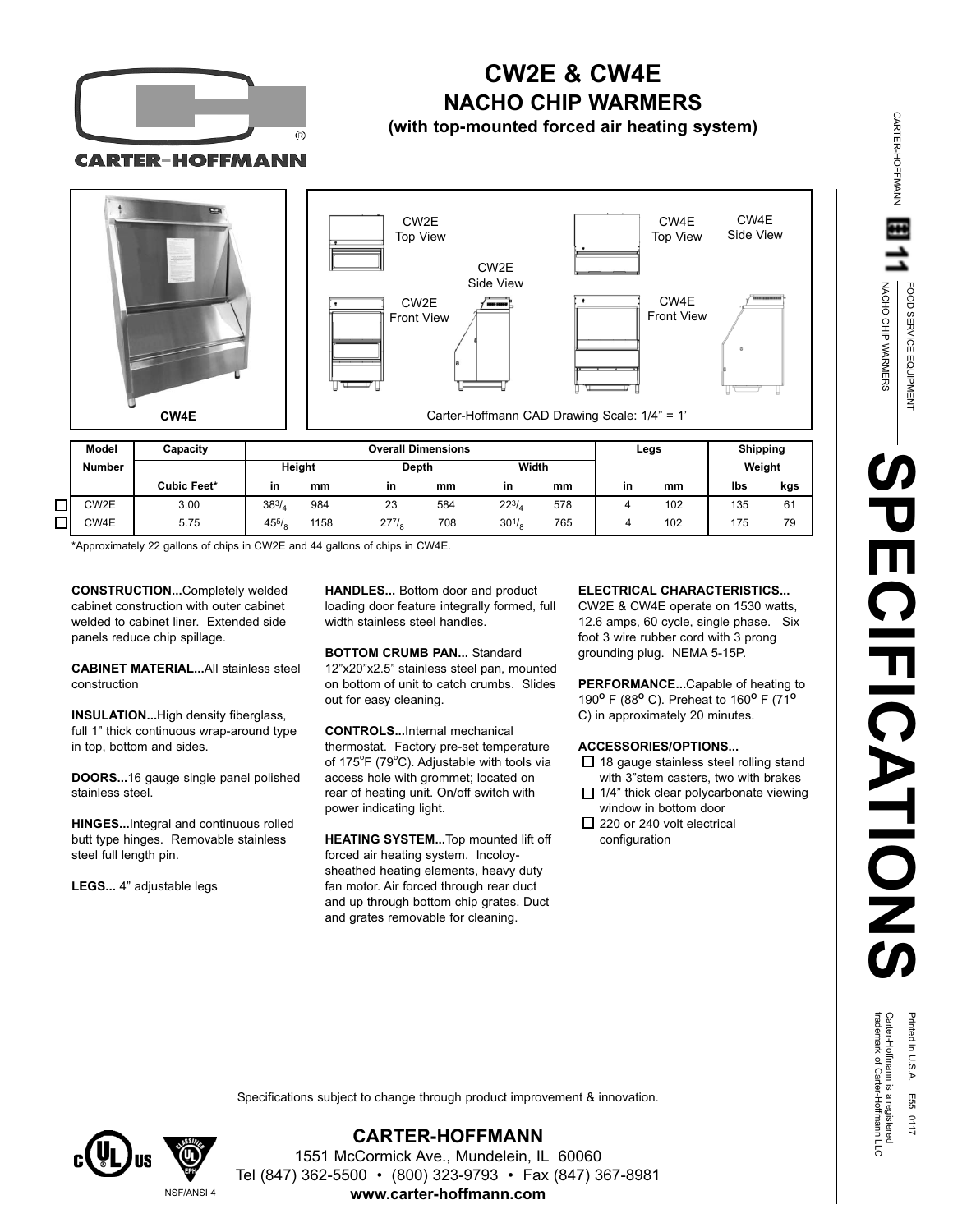# CW2E & CW4E

## NACHO CHIP WARMERS

### (with top-mounted forced air heating system)

CW4E

CW2E Top View | CW2E Side View | CW2E Front View | CW4E Top View | CW4E Side View | CW4E Front View

Carter-Hoffmann CAD Drawing Scale: 1/4" = 1'

| Model Number | Capacity | Overall Dimensions | | | | | | Legs | | Shipping Weight | |
|---|---|---|---|---|---|---|---|---|---|---|---|
| | | Height | | Depth | | Width | | | | | |
| | Cubic Feet* | in | mm | in | mm | in | mm | in | mm | lbs | kgs |
| ☐ CW2E | 3.00 | 38 3/4 | 984 | 23 | 584 | 22 3/4 | 578 | 4 | 102 | 135 | 61 |
| ☐ CW4E | 5.75 | 45 5/8 | 1158 | 27 7/8 | 708 | 30 1/8 | 765 | 4 | 102 | 175 | 79 |

*Approximately 22 gallons of chips in CW2E and 44 gallons of chips in CW4E.

**CONSTRUCTION...**Completely welded cabinet construction with outer cabinet welded to cabinet liner. Extended side panels reduce chip spillage.

**CABINET MATERIAL...**All stainless steel construction

**INSULATION...**High density fiberglass, full 1" thick continuous wrap-around type in top, bottom and sides.

**DOORS...**16 gauge single panel polished stainless steel.

**HINGES...**Integral and continuous rolled butt type hinges. Removable stainless steel full length pin.

**LEGS...** 4" adjustable legs

**HANDLES...** Bottom door and product loading door feature integrally formed, full width stainless steel handles.

**BOTTOM CRUMB PAN...** Standard 12"x20"x2.5" stainless steel pan, mounted on bottom of unit to catch crumbs. Slides out for easy cleaning.

**CONTROLS...**Internal mechanical thermostat. Factory pre-set temperature of 175°F (79°C). Adjustable with tools via access hole with grommet; located on rear of heating unit. On/off switch with power indicating light.

**HEATING SYSTEM...**Top mounted lift off forced air heating system. Incoloy-sheathed heating elements, heavy duty fan motor. Air forced through rear duct and up through bottom chip grates. Duct and grates removable for cleaning.

**ELECTRICAL CHARACTERISTICS...** CW2E & CW4E operate on 1530 watts, 12.6 amps, 60 cycle, single phase. Six foot 3 wire rubber cord with 3 prong grounding plug. NEMA 5-15P.

**PERFORMANCE...**Capable of heating to 190° F (88° C). Preheat to 160° F (71° C) in approximately 20 minutes.

**ACCESSORIES/OPTIONS...**

- ☐ 18 gauge stainless steel rolling stand with 3"stem casters, two with brakes
- ☐ 1/4" thick clear polycarbonate viewing window in bottom door
- ☐ 220 or 240 volt electrical configuration

Specifications subject to change through product improvement & innovation.

NSF/ANSI 4

**CARTER-HOFFMANN**
1551 McCormick Ave., Mundelein, IL 60060
Tel (847) 362-5500 • (800) 323-9793 • Fax (847) 367-8981
**www.carter-hoffmann.com**

CARTER-HOFFMANN 11 FOOD SERVICE EQUIPMENT NACHO CHIP WARMERS

# SPECIFICATIONS

Printed in U.S.A. E55 0117
Carter-Hoffmann is a registered trademark of Carter-Hoffmann LLC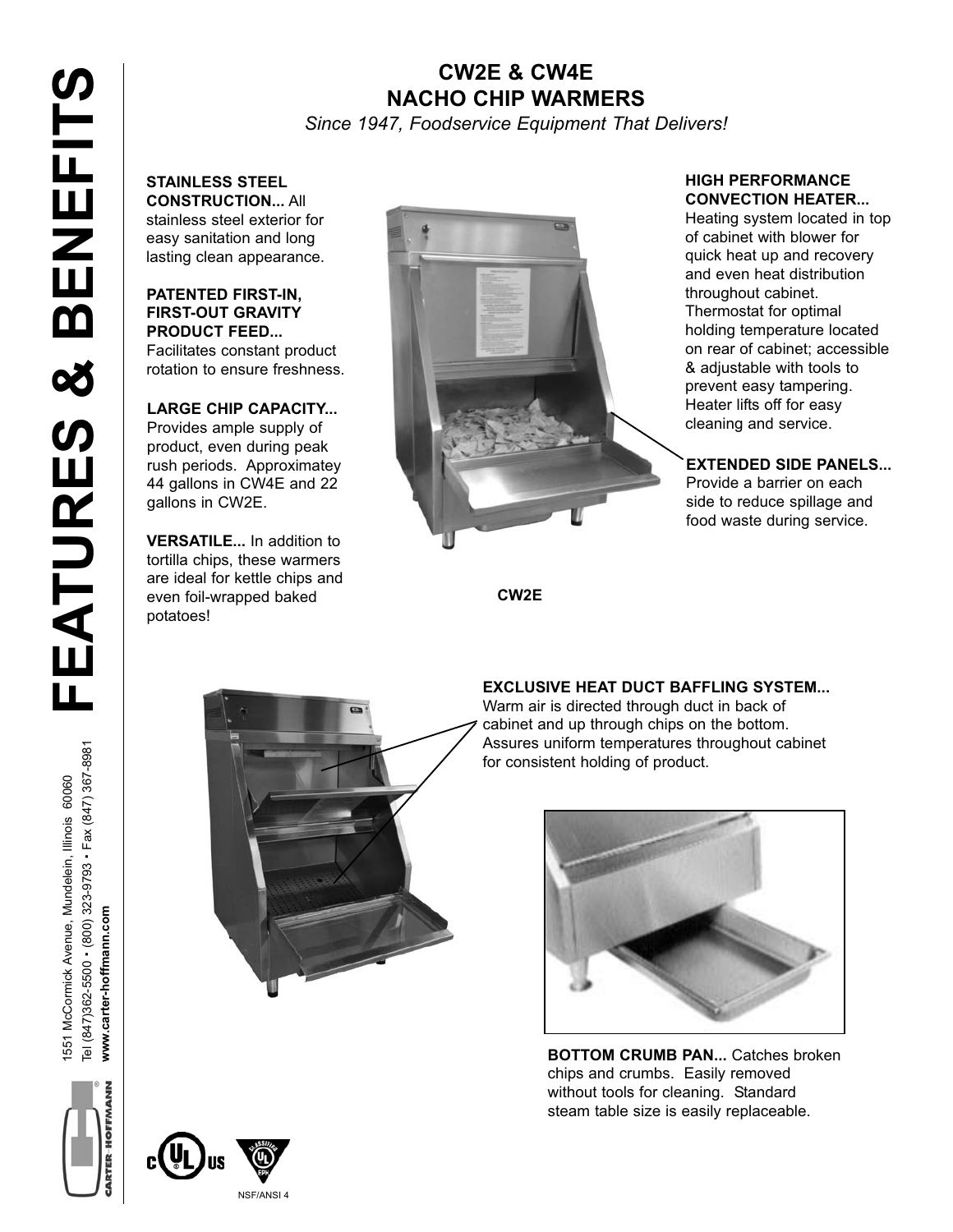# CW2E & CW4E NACHO CHIP WARMERS

*Since 1947, Foodservice Equipment That Delivers!*

## FEATURES & BENEFITS

**STAINLESS STEEL CONSTRUCTION...** All stainless steel exterior for easy sanitation and long lasting clean appearance.

**PATENTED FIRST-IN, FIRST-OUT GRAVITY PRODUCT FEED...** Facilitates constant product rotation to ensure freshness.

**LARGE CHIP CAPACITY...** Provides ample supply of product, even during peak rush periods. Approximatey 44 gallons in CW4E and 22 gallons in CW2E.

**VERSATILE...** In addition to tortilla chips, these warmers are ideal for kettle chips and even foil-wrapped baked potatoes!

**HIGH PERFORMANCE CONVECTION HEATER...** Heating system located in top of cabinet with blower for quick heat up and recovery and even heat distribution throughout cabinet. Thermostat for optimal holding temperature located on rear of cabinet; accessible & adjustable with tools to prevent easy tampering. Heater lifts off for easy cleaning and service.

**EXTENDED SIDE PANELS...** Provide a barrier on each side to reduce spillage and food waste during service.

CW2E

**EXCLUSIVE HEAT DUCT BAFFLING SYSTEM...** Warm air is directed through duct in back of cabinet and up through chips on the bottom. Assures uniform temperatures throughout cabinet for consistent holding of product.

**BOTTOM CRUMB PAN...** Catches broken chips and crumbs. Easily removed without tools for cleaning. Standard steam table size is easily replaceable.

NSF/ANSI 4

CARTER-HOFFMANN

1551 McCormick Avenue, Mundelein, Illinois 60060
Tel (847)362-5500 • (800) 323-9793 • Fax (847) 367-8981
**www.carter-hoffmann.com**